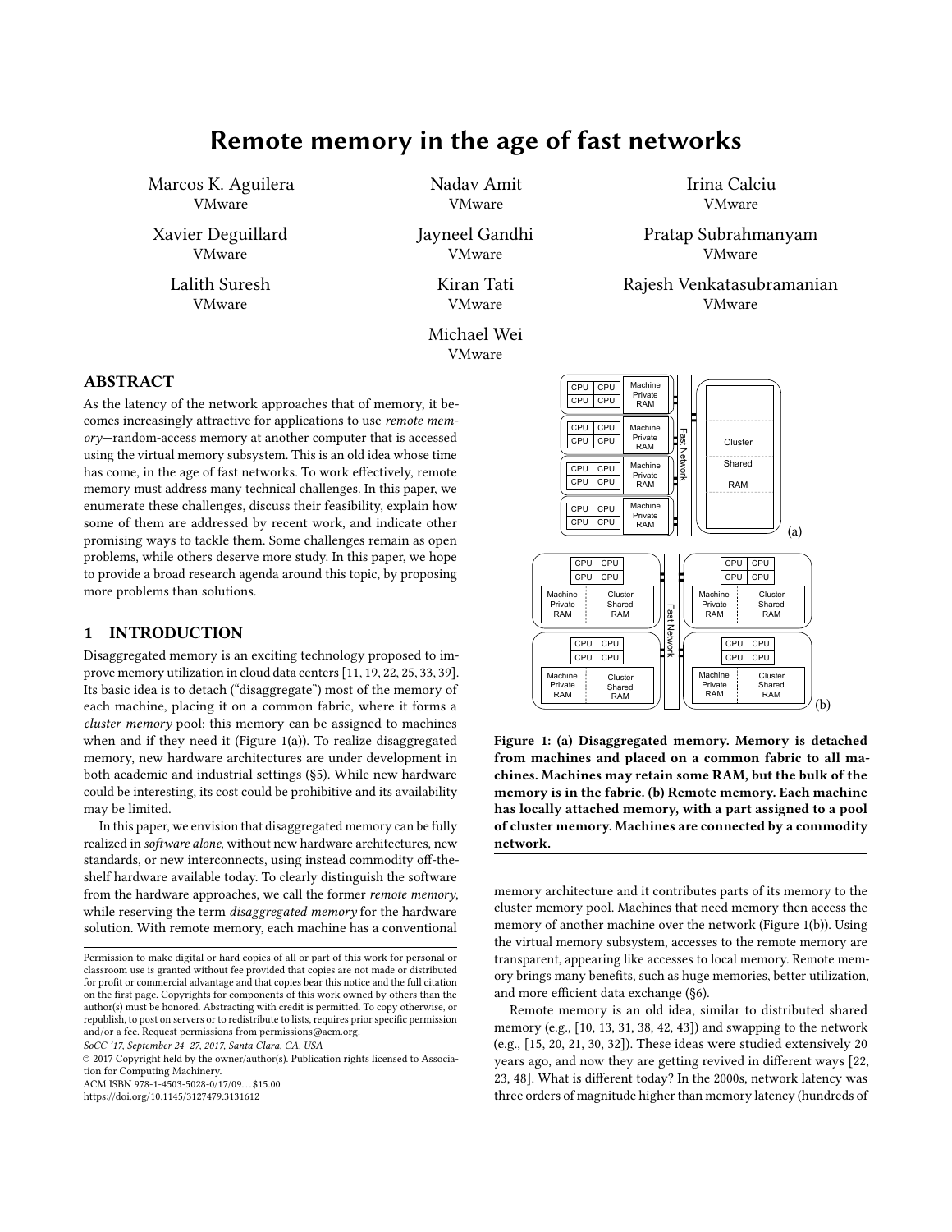# Remote memory in the age of fast networks

Marcos K. Aguilera
VMware

Nadav Amit
VMware

Irina Calciu
VMware

Xavier Deguillard
VMware

Jayneel Gandhi
VMware

Pratap Subrahmanyam
VMware

Lalith Suresh
VMware

Kiran Tati
VMware

Rajesh Venkatasubramanian
VMware

Michael Wei
VMware

## ABSTRACT

As the latency of the network approaches that of memory, it becomes increasingly attractive for applications to use *remote memory*—random-access memory at another computer that is accessed using the virtual memory subsystem. This is an old idea whose time has come, in the age of fast networks. To work effectively, remote memory must address many technical challenges. In this paper, we enumerate these challenges, discuss their feasibility, explain how some of them are addressed by recent work, and indicate other promising ways to tackle them. Some challenges remain as open problems, while others deserve more study. In this paper, we hope to provide a broad research agenda around this topic, by proposing more problems than solutions.

## 1 INTRODUCTION

Disaggregated memory is an exciting technology proposed to improve memory utilization in cloud data centers [11, 19, 22, 25, 33, 39]. Its basic idea is to detach ("disaggregate") most of the memory of each machine, placing it on a common fabric, where it forms a *cluster memory* pool; this memory can be assigned to machines when and if they need it (Figure 1(a)). To realize disaggregated memory, new hardware architectures are under development in both academic and industrial settings (§5). While new hardware could be interesting, its cost could be prohibitive and its availability may be limited.

In this paper, we envision that disaggregated memory can be fully realized in *software alone*, without new hardware architectures, new standards, or new interconnects, using instead commodity off-the-shelf hardware available today. To clearly distinguish the software from the hardware approaches, we call the former *remote memory*, while reserving the term *disaggregated memory* for the hardware solution. With remote memory, each machine has a conventional memory architecture and it contributes parts of its memory to the cluster memory pool. Machines that need memory then access the memory of another machine over the network (Figure 1(b)). Using the virtual memory subsystem, accesses to the remote memory are transparent, appearing like accesses to local memory. Remote memory brings many benefits, such as huge memories, better utilization, and more efficient data exchange (§6).

Remote memory is an old idea, similar to distributed shared memory (e.g., [10, 13, 31, 38, 42, 43]) and swapping to the network (e.g., [15, 20, 21, 30, 32]). These ideas were studied extensively 20 years ago, and now they are getting revived in different ways [22, 23, 48]. What is different today? In the 2000s, network latency was three orders of magnitude higher than memory latency (hundreds of

**Figure 1: (a) Disaggregated memory. Memory is detached from machines and placed on a common fabric to all machines. Machines may retain some RAM, but the bulk of the memory is in the fabric. (b) Remote memory. Each machine has locally attached memory, with a part assigned to a pool of cluster memory. Machines are connected by a commodity network.**

Permission to make digital or hard copies of all or part of this work for personal or classroom use is granted without fee provided that copies are not made or distributed for profit or commercial advantage and that copies bear this notice and the full citation on the first page. Copyrights for components of this work owned by others than the author(s) must be honored. Abstracting with credit is permitted. To copy otherwise, or republish, to post on servers or to redistribute to lists, requires prior specific permission and/or a fee. Request permissions from permissions@acm.org.

*SoCC '17, September 24–27, 2017, Santa Clara, CA, USA*

© 2017 Copyright held by the owner/author(s). Publication rights licensed to Association for Computing Machinery.

ACM ISBN 978-1-4503-5028-0/17/09…$15.00

https://doi.org/10.1145/3127479.3131612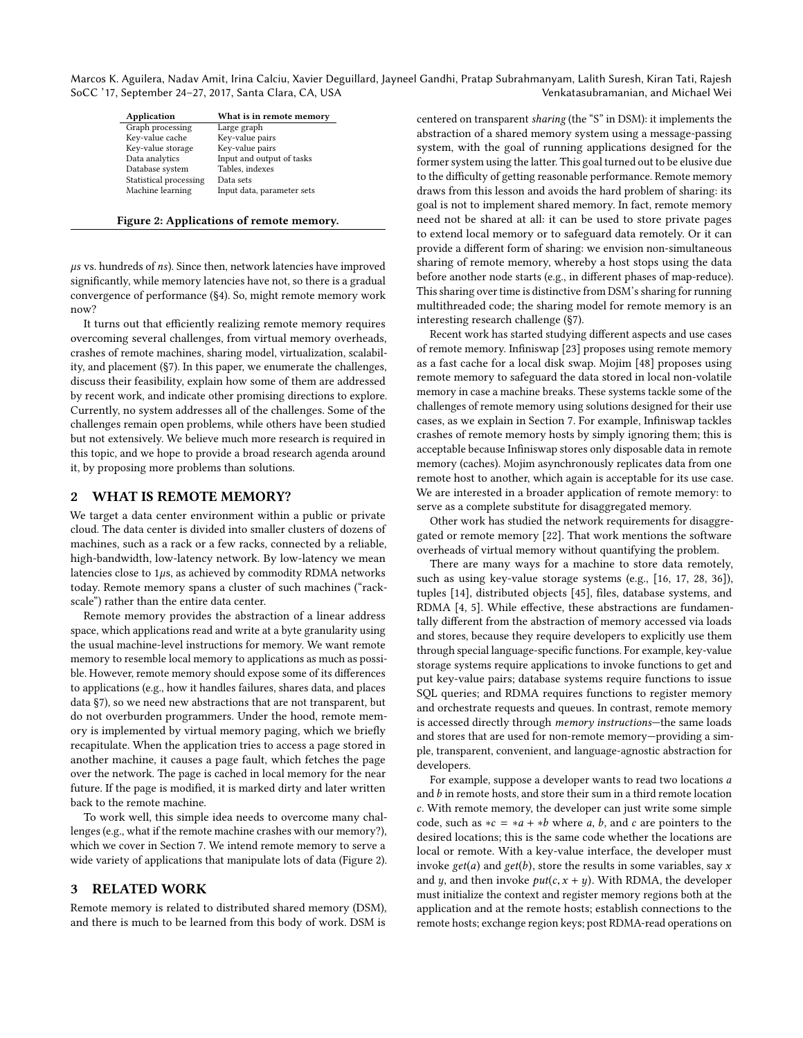| Application | What is in remote memory |
|---|---|
| Graph processing | Large graph |
| Key-value cache | Key-value pairs |
| Key-value storage | Key-value pairs |
| Data analytics | Input and output of tasks |
| Database system | Tables, indexes |
| Statistical processing | Data sets |
| Machine learning | Input data, parameter sets |

**Figure 2: Applications of remote memory.**

$\mu s$ vs. hundreds of *ns*). Since then, network latencies have improved significantly, while memory latencies have not, so there is a gradual convergence of performance (§4). So, might remote memory work now?

It turns out that efficiently realizing remote memory requires overcoming several challenges, from virtual memory overheads, crashes of remote machines, sharing model, virtualization, scalability, and placement (§7). In this paper, we enumerate the challenges, discuss their feasibility, explain how some of them are addressed by recent work, and indicate other promising directions to explore. Currently, no system addresses all of the challenges. Some of the challenges remain open problems, while others have been studied but not extensively. We believe much more research is required in this topic, and we hope to provide a broad research agenda around it, by proposing more problems than solutions.

## 2 WHAT IS REMOTE MEMORY?

We target a data center environment within a public or private cloud. The data center is divided into smaller clusters of dozens of machines, such as a rack or a few racks, connected by a reliable, high-bandwidth, low-latency network. By low-latency we mean latencies close to 1$\mu$s, as achieved by commodity RDMA networks today. Remote memory spans a cluster of such machines ("rack-scale") rather than the entire data center.

Remote memory provides the abstraction of a linear address space, which applications read and write at a byte granularity using the usual machine-level instructions for memory. We want remote memory to resemble local memory to applications as much as possible. However, remote memory should expose some of its differences to applications (e.g., how it handles failures, shares data, and places data §7), so we need new abstractions that are not transparent, but do not overburden programmers. Under the hood, remote memory is implemented by virtual memory paging, which we briefly recapitulate. When the application tries to access a page stored in another machine, it causes a page fault, which fetches the page over the network. The page is cached in local memory for the near future. If the page is modified, it is marked dirty and later written back to the remote machine.

To work well, this simple idea needs to overcome many challenges (e.g., what if the remote machine crashes with our memory?), which we cover in Section 7. We intend remote memory to serve a wide variety of applications that manipulate lots of data (Figure 2).

## 3 RELATED WORK

Remote memory is related to distributed shared memory (DSM), and there is much to be learned from this body of work. DSM is centered on transparent *sharing* (the "S" in DSM): it implements the abstraction of a shared memory system using a message-passing system, with the goal of running applications designed for the former system using the latter. This goal turned out to be elusive due to the difficulty of getting reasonable performance. Remote memory draws from this lesson and avoids the hard problem of sharing: its goal is not to implement shared memory. In fact, remote memory need not be shared at all: it can be used to store private pages to extend local memory or to safeguard data remotely. Or it can provide a different form of sharing: we envision non-simultaneous sharing of remote memory, whereby a host stops using the data before another node starts (e.g., in different phases of map-reduce). This sharing over time is distinctive from DSM's sharing for running multithreaded code; the sharing model for remote memory is an interesting research challenge (§7).

Recent work has started studying different aspects and use cases of remote memory. Infiniswap [23] proposes using remote memory as a fast cache for a local disk swap. Mojim [48] proposes using remote memory to safeguard the data stored in local non-volatile memory in case a machine breaks. These systems tackle some of the challenges of remote memory using solutions designed for their use cases, as we explain in Section 7. For example, Infiniswap tackles crashes of remote memory hosts by simply ignoring them; this is acceptable because Infiniswap stores only disposable data in remote memory (caches). Mojim asynchronously replicates data from one remote host to another, which again is acceptable for its use case. We are interested in a broader application of remote memory: to serve as a complete substitute for disaggregated memory.

Other work has studied the network requirements for disaggregated or remote memory [22]. That work mentions the software overheads of virtual memory without quantifying the problem.

There are many ways for a machine to store data remotely, such as using key-value storage systems (e.g., [16, 17, 28, 36]), tuples [14], distributed objects [45], files, database systems, and RDMA [4, 5]. While effective, these abstractions are fundamentally different from the abstraction of memory accessed via loads and stores, because they require developers to explicitly use them through special language-specific functions. For example, key-value storage systems require applications to invoke functions to get and put key-value pairs; database systems require functions to issue SQL queries; and RDMA requires functions to register memory and orchestrate requests and queues. In contrast, remote memory is accessed directly through *memory instructions*—the same loads and stores that are used for non-remote memory—providing a simple, transparent, convenient, and language-agnostic abstraction for developers.

For example, suppose a developer wants to read two locations $a$ and $b$ in remote hosts, and store their sum in a third remote location $c$. With remote memory, the developer can just write some simple code, such as $*c = *a + *b$ where $a$, $b$, and $c$ are pointers to the desired locations; this is the same code whether the locations are local or remote. With a key-value interface, the developer must invoke $get(a)$ and $get(b)$, store the results in some variables, say $x$ and $y$, and then invoke $put(c, x + y)$. With RDMA, the developer must initialize the context and register memory regions both at the application and at the remote hosts; establish connections to the remote hosts; exchange region keys; post RDMA-read operations on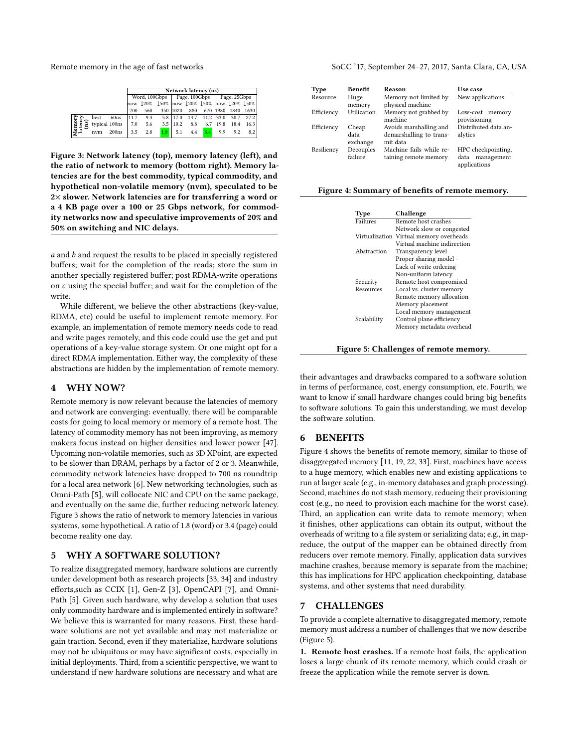| | | | Network latency (ns) | | | | | | | | |
|---|---|---|---|---|---|---|---|---|---|---|---|
| | | | Word, 100Gbps | | | Page, 100Gbps | | | Page, 25Gbps | | |
| | | | now | ↓20% | ↓50% | now | ↓20% | ↓50% | now | ↓20% | ↓50% |
| | | | 700 | 560 | 350 | 1020 | 880 | 670 | 1980 | 1840 | 1630 |
| Memory latency (ns) | best | 60ns | 11.7 | 9.3 | 5.8 | 17.0 | 14.7 | 11.2 | 33.0 | 30.7 | 27.2 |
| | typical | 100ns | 7.0 | 5.6 | 3.5 | 10.2 | 8.8 | 6.7 | 19.8 | 18.4 | 16.3 |
| | nvm | 200ns | 3.5 | 2.8 | 1.8 | 5.1 | 4.4 | 3.4 | 9.9 | 9.2 | 8.2 |

**Figure 3: Network latency (top), memory latency (left), and the ratio of network to memory (bottom right). Memory latencies are for the best commodity, typical commodity, and hypothetical non-volatile memory (nvm), speculated to be 2× slower. Network latencies are for transferring a word or a 4 KB page over a 100 or 25 Gbps network, for commodity networks now and speculative improvements of 20% and 50% on switching and NIC delays.**

*a* and *b* and request the results to be placed in specially registered buffers; wait for the completion of the reads; store the sum in another specially registered buffer; post RDMA-write operations on *c* using the special buffer; and wait for the completion of the write.

While different, we believe the other abstractions (key-value, RDMA, etc) could be useful to implement remote memory. For example, an implementation of remote memory needs code to read and write pages remotely, and this code could use the get and put operations of a key-value storage system. Or one might opt for a direct RDMA implementation. Either way, the complexity of these abstractions are hidden by the implementation of remote memory.

## 4 WHY NOW?

Remote memory is now relevant because the latencies of memory and network are converging: eventually, there will be comparable costs for going to local memory or memory of a remote host. The latency of commodity memory has not been improving, as memory makers focus instead on higher densities and lower power [47]. Upcoming non-volatile memories, such as 3D XPoint, are expected to be slower than DRAM, perhaps by a factor of 2 or 3. Meanwhile, commodity network latencies have dropped to 700 ns roundtrip for a local area network [6]. New networking technologies, such as Omni-Path [5], will collocate NIC and CPU on the same package, and eventually on the same die, further reducing network latency. Figure 3 shows the ratio of network to memory latencies in various systems, some hypothetical. A ratio of 1.8 (word) or 3.4 (page) could become reality one day.

## 5 WHY A SOFTWARE SOLUTION?

To realize disaggregated memory, hardware solutions are currently under development both as research projects [33, 34] and industry efforts,such as CCIX [1], Gen-Z [3], OpenCAPI [7], and Omni-Path [5]. Given such hardware, why develop a solution that uses only commodity hardware and is implemented entirely in software? We believe this is warranted for many reasons. First, these hardware solutions are not yet available and may not materialize or gain traction. Second, even if they materialize, hardware solutions may not be ubiquitous or may have significant costs, especially in initial deployments. Third, from a scientific perspective, we want to understand if new hardware solutions are necessary and what are their advantages and drawbacks compared to a software solution in terms of performance, cost, energy consumption, etc. Fourth, we want to know if small hardware changes could bring big benefits to software solutions. To gain this understanding, we must develop the software solution.

| Type | Benefit | Reason | Use case |
|---|---|---|---|
| Resource | Huge memory | Memory not limited by physical machine | New applications |
| Efficiency | Utilization | Memory not grabbed by machine | Low-cost memory provisioning |
| Efficiency | Cheap data exchange | Avoids marshalling and demarshalling to transmit data | Distributed data analytics |
| Resiliency | Decouples failure | Machine fails while retaining remote memory | HPC checkpointing, data management applications |

**Figure 4: Summary of benefits of remote memory.**

| Type | Challenge |
|---|---|
| Failures | Remote host crashes |
| | Network slow or congested |
| Virtualization | Virtual memory overheads |
| | Virtual machine indirection |
| Abstraction | Transparency level |
| | Proper sharing model - |
| | Lack of write ordering |
| | Non-uniform latency |
| Security | Remote host compromised |
| Resources | Local vs. cluster memory |
| | Remote memory allocation |
| | Memory placement |
| | Local memory management |
| Scalability | Control plane efficiency |
| | Memory metadata overhead |

**Figure 5: Challenges of remote memory.**

## 6 BENEFITS

Figure 4 shows the benefits of remote memory, similar to those of disaggregated memory [11, 19, 22, 33]. First, machines have access to a huge memory, which enables new and existing applications to run at larger scale (e.g., in-memory databases and graph processing). Second, machines do not stash memory, reducing their provisioning cost (e.g., no need to provision each machine for the worst case). Third, an application can write data to remote memory; when it finishes, other applications can obtain its output, without the overheads of writing to a file system or serializing data; e.g., in map-reduce, the output of the mapper can be obtained directly from reducers over remote memory. Finally, application data survives machine crashes, because memory is separate from the machine; this has implications for HPC application checkpointing, database systems, and other systems that need durability.

## 7 CHALLENGES

To provide a complete alternative to disaggregated memory, remote memory must address a number of challenges that we now describe (Figure 5).

**1. Remote host crashes.** If a remote host fails, the application loses a large chunk of its remote memory, which could crash or freeze the application while the remote server is down.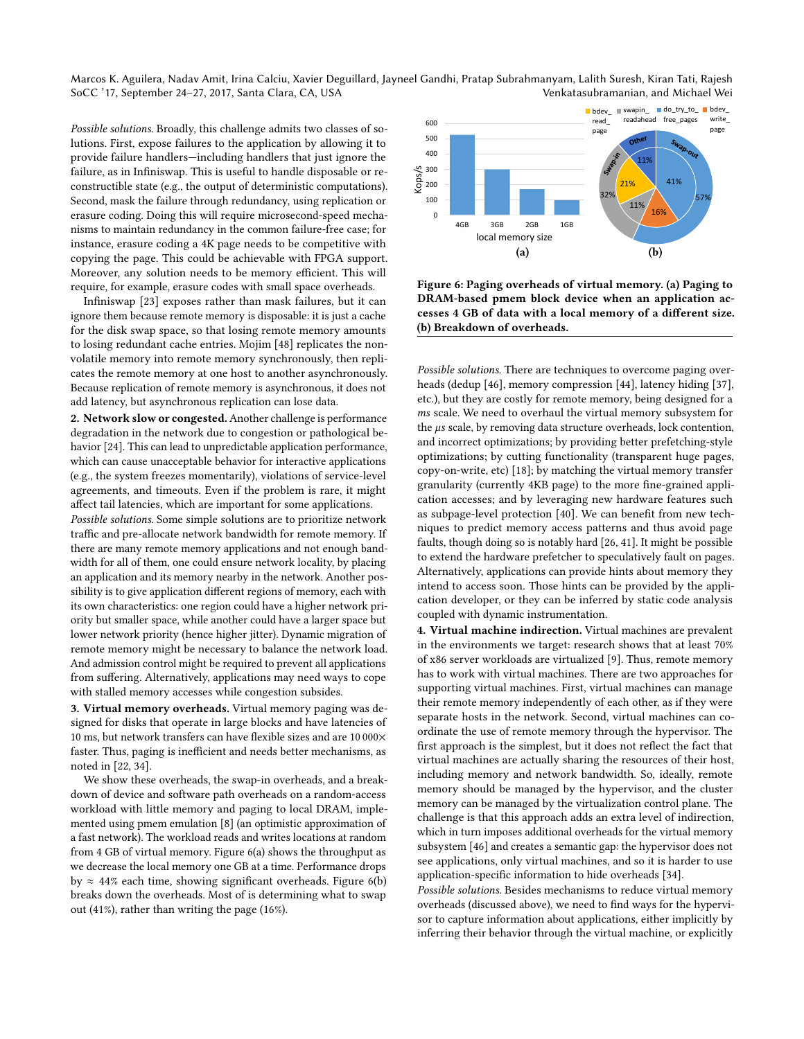*Possible solutions.* Broadly, this challenge admits two classes of solutions. First, expose failures to the application by allowing it to provide failure handlers—including handlers that just ignore the failure, as in Infiniswap. This is useful to handle disposable or reconstructible state (e.g., the output of deterministic computations). Second, mask the failure through redundancy, using replication or erasure coding. Doing this will require microsecond-speed mechanisms to maintain redundancy in the common failure-free case; for instance, erasure coding a 4K page needs to be competitive with copying the page. This could be achievable with FPGA support. Moreover, any solution needs to be memory efficient. This will require, for example, erasure codes with small space overheads.

Infiniswap [23] exposes rather than mask failures, but it can ignore them because remote memory is disposable: it is just a cache for the disk swap space, so that losing remote memory amounts to losing redundant cache entries. Mojim [48] replicates the non-volatile memory into remote memory synchronously, then replicates the remote memory at one host to another asynchronously. Because replication of remote memory is asynchronous, it does not add latency, but asynchronous replication can lose data.

**2. Network slow or congested.** Another challenge is performance degradation in the network due to congestion or pathological behavior [24]. This can lead to unpredictable application performance, which can cause unacceptable behavior for interactive applications (e.g., the system freezes momentarily), violations of service-level agreements, and timeouts. Even if the problem is rare, it might affect tail latencies, which are important for some applications.

*Possible solutions.* Some simple solutions are to prioritize network traffic and pre-allocate network bandwidth for remote memory. If there are many remote memory applications and not enough bandwidth for all of them, one could ensure network locality, by placing an application and its memory nearby in the network. Another possibility is to give application different regions of memory, each with its own characteristics: one region could have a higher network priority but smaller space, while another could have a larger space but lower network priority (hence higher jitter). Dynamic migration of remote memory might be necessary to balance the network load. And admission control might be required to prevent all applications from suffering. Alternatively, applications may need ways to cope with stalled memory accesses while congestion subsides.

**3. Virtual memory overheads.** Virtual memory paging was designed for disks that operate in large blocks and have latencies of 10 ms, but network transfers can have flexible sizes and are 10 000× faster. Thus, paging is inefficient and needs better mechanisms, as noted in [22, 34].

We show these overheads, the swap-in overheads, and a breakdown of device and software path overheads on a random-access workload with little memory and paging to local DRAM, implemented using pmem emulation [8] (an optimistic approximation of a fast network). The workload reads and writes locations at random from 4 GB of virtual memory. Figure 6(a) shows the throughput as we decrease the local memory one GB at a time. Performance drops by ≈ 44% each time, showing significant overheads. Figure 6(b) breaks down the overheads. Most of is determining what to swap out (41%), rather than writing the page (16%).

600
500
400
300
200
100
0
Kops/s
4GB
3GB
2GB
1GB
local memory size
(a)

bdev_read_page
swapin_readahead
do_try_to_free_pages
bdev_write_page
Other
Swap-out
Swap-in
11%
41%
57%
21%
32%
11%
16%
(b)

**Figure 6: Paging overheads of virtual memory. (a) Paging to DRAM-based pmem block device when an application accesses 4 GB of data with a local memory of a different size. (b) Breakdown of overheads.**

*Possible solutions.* There are techniques to overcome paging overheads (dedup [46], memory compression [44], latency hiding [37], etc.), but they are costly for remote memory, being designed for a *ms* scale. We need to overhaul the virtual memory subsystem for the *μs* scale, by removing data structure overheads, lock contention, and incorrect optimizations; by providing better prefetching-style optimizations; by cutting functionality (transparent huge pages, copy-on-write, etc) [18]; by matching the virtual memory transfer granularity (currently 4KB page) to the more fine-grained application accesses; and by leveraging new hardware features such as subpage-level protection [40]. We can benefit from new techniques to predict memory access patterns and thus avoid page faults, though doing so is notably hard [26, 41]. It might be possible to extend the hardware prefetcher to speculatively fault on pages. Alternatively, applications can provide hints about memory they intend to access soon. Those hints can be provided by the application developer, or they can be inferred by static code analysis coupled with dynamic instrumentation.

**4. Virtual machine indirection.** Virtual machines are prevalent in the environments we target: research shows that at least 70% of x86 server workloads are virtualized [9]. Thus, remote memory has to work with virtual machines. There are two approaches for supporting virtual machines. First, virtual machines can manage their remote memory independently of each other, as if they were separate hosts in the network. Second, virtual machines can coordinate the use of remote memory through the hypervisor. The first approach is the simplest, but it does not reflect the fact that virtual machines are actually sharing the resources of their host, including memory and network bandwidth. So, ideally, remote memory should be managed by the hypervisor, and the cluster memory can be managed by the virtualization control plane. The challenge is that this approach adds an extra level of indirection, which in turn imposes additional overheads for the virtual memory subsystem [46] and creates a semantic gap: the hypervisor does not see applications, only virtual machines, and so it is harder to use application-specific information to hide overheads [34].

*Possible solutions.* Besides mechanisms to reduce virtual memory overheads (discussed above), we need to find ways for the hypervisor to capture information about applications, either implicitly by inferring their behavior through the virtual machine, or explicitly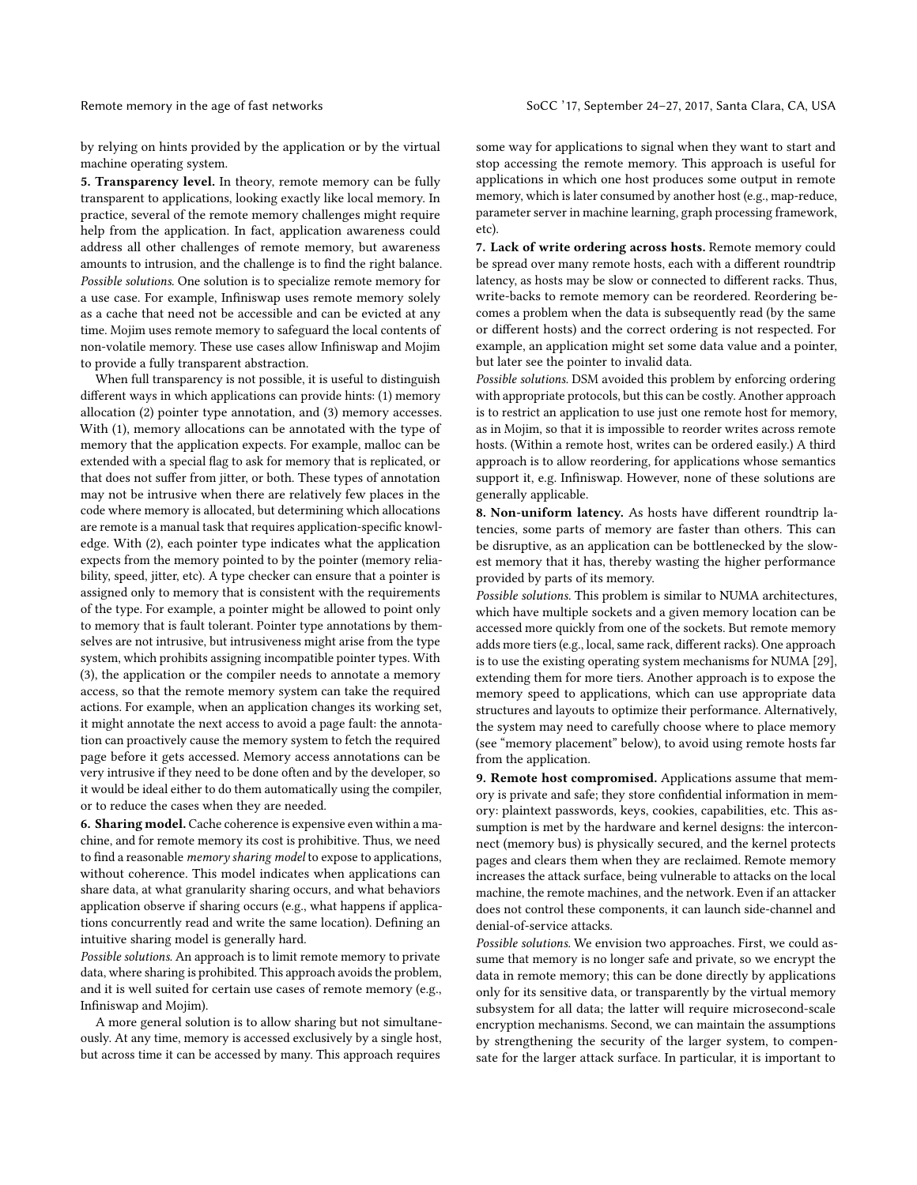by relying on hints provided by the application or by the virtual machine operating system.

**5. Transparency level.** In theory, remote memory can be fully transparent to applications, looking exactly like local memory. In practice, several of the remote memory challenges might require help from the application. In fact, application awareness could address all other challenges of remote memory, but awareness amounts to intrusion, and the challenge is to find the right balance. *Possible solutions.* One solution is to specialize remote memory for a use case. For example, Infiniswap uses remote memory solely as a cache that need not be accessible and can be evicted at any time. Mojim uses remote memory to safeguard the local contents of non-volatile memory. These use cases allow Infiniswap and Mojim to provide a fully transparent abstraction.

When full transparency is not possible, it is useful to distinguish different ways in which applications can provide hints: (1) memory allocation (2) pointer type annotation, and (3) memory accesses. With (1), memory allocations can be annotated with the type of memory that the application expects. For example, malloc can be extended with a special flag to ask for memory that is replicated, or that does not suffer from jitter, or both. These types of annotation may not be intrusive when there are relatively few places in the code where memory is allocated, but determining which allocations are remote is a manual task that requires application-specific knowledge. With (2), each pointer type indicates what the application expects from the memory pointed to by the pointer (memory reliability, speed, jitter, etc). A type checker can ensure that a pointer is assigned only to memory that is consistent with the requirements of the type. For example, a pointer might be allowed to point only to memory that is fault tolerant. Pointer type annotations by themselves are not intrusive, but intrusiveness might arise from the type system, which prohibits assigning incompatible pointer types. With (3), the application or the compiler needs to annotate a memory access, so that the remote memory system can take the required actions. For example, when an application changes its working set, it might annotate the next access to avoid a page fault: the annotation can proactively cause the memory system to fetch the required page before it gets accessed. Memory access annotations can be very intrusive if they need to be done often and by the developer, so it would be ideal either to do them automatically using the compiler, or to reduce the cases when they are needed.

**6. Sharing model.** Cache coherence is expensive even within a machine, and for remote memory its cost is prohibitive. Thus, we need to find a reasonable *memory sharing model* to expose to applications, without coherence. This model indicates when applications can share data, at what granularity sharing occurs, and what behaviors application observe if sharing occurs (e.g., what happens if applications concurrently read and write the same location). Defining an intuitive sharing model is generally hard.

*Possible solutions.* An approach is to limit remote memory to private data, where sharing is prohibited. This approach avoids the problem, and it is well suited for certain use cases of remote memory (e.g., Infiniswap and Mojim).

A more general solution is to allow sharing but not simultaneously. At any time, memory is accessed exclusively by a single host, but across time it can be accessed by many. This approach requires some way for applications to signal when they want to start and stop accessing the remote memory. This approach is useful for applications in which one host produces some output in remote memory, which is later consumed by another host (e.g., map-reduce, parameter server in machine learning, graph processing framework, etc).

**7. Lack of write ordering across hosts.** Remote memory could be spread over many remote hosts, each with a different roundtrip latency, as hosts may be slow or connected to different racks. Thus, write-backs to remote memory can be reordered. Reordering becomes a problem when the data is subsequently read (by the same or different hosts) and the correct ordering is not respected. For example, an application might set some data value and a pointer, but later see the pointer to invalid data.

*Possible solutions.* DSM avoided this problem by enforcing ordering with appropriate protocols, but this can be costly. Another approach is to restrict an application to use just one remote host for memory, as in Mojim, so that it is impossible to reorder writes across remote hosts. (Within a remote host, writes can be ordered easily.) A third approach is to allow reordering, for applications whose semantics support it, e.g. Infiniswap. However, none of these solutions are generally applicable.

**8. Non-uniform latency.** As hosts have different roundtrip latencies, some parts of memory are faster than others. This can be disruptive, as an application can be bottlenecked by the slowest memory that it has, thereby wasting the higher performance provided by parts of its memory.

*Possible solutions.* This problem is similar to NUMA architectures, which have multiple sockets and a given memory location can be accessed more quickly from one of the sockets. But remote memory adds more tiers (e.g., local, same rack, different racks). One approach is to use the existing operating system mechanisms for NUMA [29], extending them for more tiers. Another approach is to expose the memory speed to applications, which can use appropriate data structures and layouts to optimize their performance. Alternatively, the system may need to carefully choose where to place memory (see "memory placement" below), to avoid using remote hosts far from the application.

**9. Remote host compromised.** Applications assume that memory is private and safe; they store confidential information in memory: plaintext passwords, keys, cookies, capabilities, etc. This assumption is met by the hardware and kernel designs: the interconnect (memory bus) is physically secured, and the kernel protects pages and clears them when they are reclaimed. Remote memory increases the attack surface, being vulnerable to attacks on the local machine, the remote machines, and the network. Even if an attacker does not control these components, it can launch side-channel and denial-of-service attacks.

*Possible solutions.* We envision two approaches. First, we could assume that memory is no longer safe and private, so we encrypt the data in remote memory; this can be done directly by applications only for its sensitive data, or transparently by the virtual memory subsystem for all data; the latter will require microsecond-scale encryption mechanisms. Second, we can maintain the assumptions by strengthening the security of the larger system, to compensate for the larger attack surface. In particular, it is important to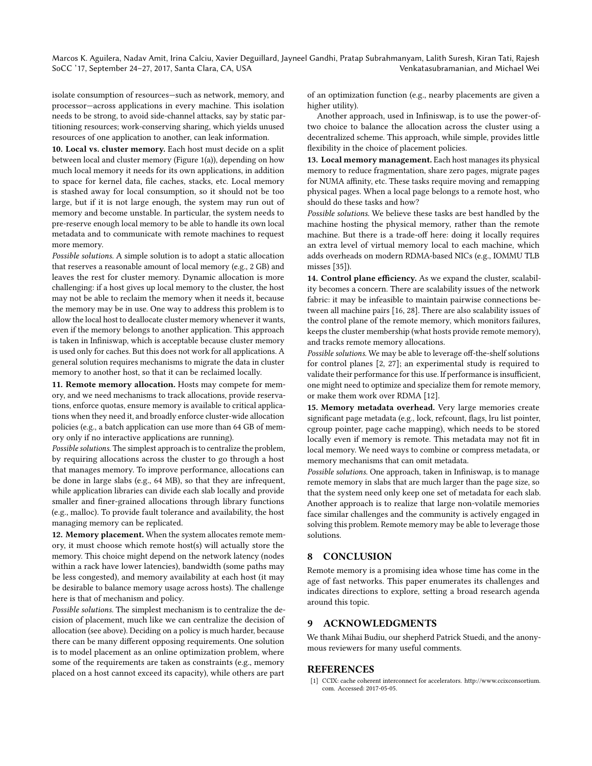isolate consumption of resources—such as network, memory, and processor—across applications in every machine. This isolation needs to be strong, to avoid side-channel attacks, say by static partitioning resources; work-conserving sharing, which yields unused resources of one application to another, can leak information.

**10. Local vs. cluster memory.** Each host must decide on a split between local and cluster memory (Figure 1(a)), depending on how much local memory it needs for its own applications, in addition to space for kernel data, file caches, stacks, etc. Local memory is stashed away for local consumption, so it should not be too large, but if it is not large enough, the system may run out of memory and become unstable. In particular, the system needs to pre-reserve enough local memory to be able to handle its own local metadata and to communicate with remote machines to request more memory.

*Possible solutions.* A simple solution is to adopt a static allocation that reserves a reasonable amount of local memory (e.g., 2 GB) and leaves the rest for cluster memory. Dynamic allocation is more challenging: if a host gives up local memory to the cluster, the host may not be able to reclaim the memory when it needs it, because the memory may be in use. One way to address this problem is to allow the local host to deallocate cluster memory whenever it wants, even if the memory belongs to another application. This approach is taken in Infiniswap, which is acceptable because cluster memory is used only for caches. But this does not work for all applications. A general solution requires mechanisms to migrate the data in cluster memory to another host, so that it can be reclaimed locally.

**11. Remote memory allocation.** Hosts may compete for memory, and we need mechanisms to track allocations, provide reservations, enforce quotas, ensure memory is available to critical applications when they need it, and broadly enforce cluster-wide allocation policies (e.g., a batch application can use more than 64 GB of memory only if no interactive applications are running).

*Possible solutions.* The simplest approach is to centralize the problem, by requiring allocations across the cluster to go through a host that manages memory. To improve performance, allocations can be done in large slabs (e.g., 64 MB), so that they are infrequent, while application libraries can divide each slab locally and provide smaller and finer-grained allocations through library functions (e.g., malloc). To provide fault tolerance and availability, the host managing memory can be replicated.

**12. Memory placement.** When the system allocates remote memory, it must choose which remote host(s) will actually store the memory. This choice might depend on the network latency (nodes within a rack have lower latencies), bandwidth (some paths may be less congested), and memory availability at each host (it may be desirable to balance memory usage across hosts). The challenge here is that of mechanism and policy.

*Possible solutions.* The simplest mechanism is to centralize the decision of placement, much like we can centralize the decision of allocation (see above). Deciding on a policy is much harder, because there can be many different opposing requirements. One solution is to model placement as an online optimization problem, where some of the requirements are taken as constraints (e.g., memory placed on a host cannot exceed its capacity), while others are part of an optimization function (e.g., nearby placements are given a higher utility).

Another approach, used in Infiniswap, is to use the power-of-two choice to balance the allocation across the cluster using a decentralized scheme. This approach, while simple, provides little flexibility in the choice of placement policies.

**13. Local memory management.** Each host manages its physical memory to reduce fragmentation, share zero pages, migrate pages for NUMA affinity, etc. These tasks require moving and remapping physical pages. When a local page belongs to a remote host, who should do these tasks and how?

*Possible solutions.* We believe these tasks are best handled by the machine hosting the physical memory, rather than the remote machine. But there is a trade-off here: doing it locally requires an extra level of virtual memory local to each machine, which adds overheads on modern RDMA-based NICs (e.g., IOMMU TLB misses [35]).

**14. Control plane efficiency.** As we expand the cluster, scalability becomes a concern. There are scalability issues of the network fabric: it may be infeasible to maintain pairwise connections between all machine pairs [16, 28]. There are also scalability issues of the control plane of the remote memory, which monitors failures, keeps the cluster membership (what hosts provide remote memory), and tracks remote memory allocations.

*Possible solutions.* We may be able to leverage off-the-shelf solutions for control planes [2, 27]; an experimental study is required to validate their performance for this use. If performance is insufficient, one might need to optimize and specialize them for remote memory, or make them work over RDMA [12].

**15. Memory metadata overhead.** Very large memories create significant page metadata (e.g., lock, refcount, flags, lru list pointer, cgroup pointer, page cache mapping), which needs to be stored locally even if memory is remote. This metadata may not fit in local memory. We need ways to combine or compress metadata, or memory mechanisms that can omit metadata.

*Possible solutions.* One approach, taken in Infiniswap, is to manage remote memory in slabs that are much larger than the page size, so that the system need only keep one set of metadata for each slab. Another approach is to realize that large non-volatile memories face similar challenges and the community is actively engaged in solving this problem. Remote memory may be able to leverage those solutions.

## 8 CONCLUSION

Remote memory is a promising idea whose time has come in the age of fast networks. This paper enumerates its challenges and indicates directions to explore, setting a broad research agenda around this topic.

## 9 ACKNOWLEDGMENTS

We thank Mihai Budiu, our shepherd Patrick Stuedi, and the anonymous reviewers for many useful comments.

## REFERENCES

[1] CCIX: cache coherent interconnect for accelerators. http://www.ccixconsortium.com. Accessed: 2017-05-05.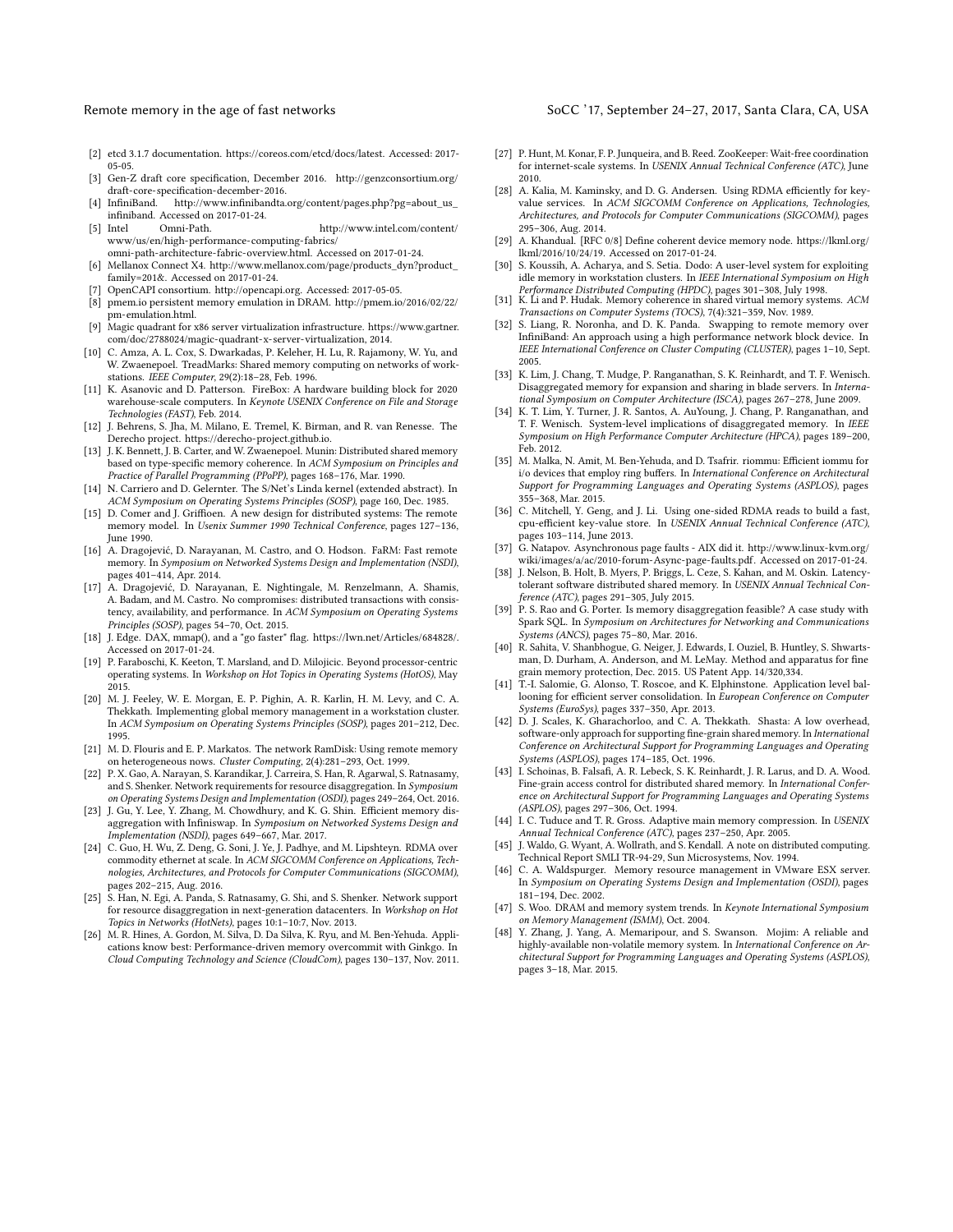[2] etcd 3.1.7 documentation. https://coreos.com/etcd/docs/latest. Accessed: 2017-05-05.

[3] Gen-Z draft core specification, December 2016. http://genzconsortium.org/draft-core-specification-december-2016.

[4] InfiniBand. http://www.infinibandta.org/content/pages.php?pg=about_us_infiniband. Accessed on 2017-01-24.

[5] Intel Omni-Path. http://www.intel.com/content/www/us/en/high-performance-computing-fabrics/omni-path-architecture-fabric-overview.html. Accessed on 2017-01-24.

[6] Mellanox Connect X4. http://www.mellanox.com/page/products_dyn?product_family=201&. Accessed on 2017-01-24.

[7] OpenCAPI consortium. http://opencapi.org. Accessed: 2017-05-05.

[8] pmem.io persistent memory emulation in DRAM. http://pmem.io/2016/02/22/pm-emulation.html.

[9] Magic quadrant for x86 server virtualization infrastructure. https://www.gartner.com/doc/2788024/magic-quadrant-x-server-virtualization, 2014.

[10] C. Amza, A. L. Cox, S. Dwarkadas, P. Keleher, H. Lu, R. Rajamony, W. Yu, and W. Zwaenepoel. TreadMarks: Shared memory computing on networks of workstations. *IEEE Computer*, 29(2):18–28, Feb. 1996.

[11] K. Asanovic and D. Patterson. FireBox: A hardware building block for 2020 warehouse-scale computers. In *Keynote USENIX Conference on File and Storage Technologies (FAST)*, Feb. 2014.

[12] J. Behrens, S. Jha, M. Milano, E. Tremel, K. Birman, and R. van Renesse. The Derecho project. https://derecho-project.github.io.

[13] J. K. Bennett, J. B. Carter, and W. Zwaenepoel. Munin: Distributed shared memory based on type-specific memory coherence. In *ACM Symposium on Principles and Practice of Parallel Programming (PPoPP)*, pages 168–176, Mar. 1990.

[14] N. Carriero and D. Gelernter. The S/Net's Linda kernel (extended abstract). In *ACM Symposium on Operating Systems Principles (SOSP)*, page 160, Dec. 1985.

[15] D. Comer and J. Griffioen. A new design for distributed systems: The remote memory model. In *Usenix Summer 1990 Technical Conference*, pages 127–136, June 1990.

[16] A. Dragojević, D. Narayanan, M. Castro, and O. Hodson. FaRM: Fast remote memory. In *Symposium on Networked Systems Design and Implementation (NSDI)*, pages 401–414, Apr. 2014.

[17] A. Dragojević, D. Narayanan, E. Nightingale, M. Renzelmann, A. Shamis, A. Badam, and M. Castro. No compromises: distributed transactions with consistency, availability, and performance. In *ACM Symposium on Operating Systems Principles (SOSP)*, pages 54–70, Oct. 2015.

[18] J. Edge. DAX, mmap(), and a "go faster" flag. https://lwn.net/Articles/684828/. Accessed on 2017-01-24.

[19] P. Faraboschi, K. Keeton, T. Marsland, and D. Milojicic. Beyond processor-centric operating systems. In *Workshop on Hot Topics in Operating Systems (HotOS)*, May 2015.

[20] M. J. Feeley, W. E. Morgan, E. P. Pighin, A. R. Karlin, H. M. Levy, and C. A. Thekkath. Implementing global memory management in a workstation cluster. In *ACM Symposium on Operating Systems Principles (SOSP)*, pages 201–212, Dec. 1995.

[21] M. D. Flouris and E. P. Markatos. The network RamDisk: Using remote memory on heterogeneous nows. *Cluster Computing*, 2(4):281–293, Oct. 1999.

[22] P. X. Gao, A. Narayan, S. Karandikar, J. Carreira, S. Han, R. Agarwal, S. Ratnasamy, and S. Shenker. Network requirements for resource disaggregation. In *Symposium on Operating Systems Design and Implementation (OSDI)*, pages 249–264, Oct. 2016.

[23] J. Gu, Y. Lee, Y. Zhang, M. Chowdhury, and K. G. Shin. Efficient memory disaggregation with Infiniswap. In *Symposium on Networked Systems Design and Implementation (NSDI)*, pages 649–667, Mar. 2017.

[24] C. Guo, H. Wu, Z. Deng, G. Soni, J. Ye, J. Padhye, and M. Lipshteyn. RDMA over commodity ethernet at scale. In *ACM SIGCOMM Conference on Applications, Technologies, Architectures, and Protocols for Computer Communications (SIGCOMM)*, pages 202–215, Aug. 2016.

[25] S. Han, N. Egi, A. Panda, S. Ratnasamy, G. Shi, and S. Shenker. Network support for resource disaggregation in next-generation datacenters. In *Workshop on Hot Topics in Networks (HotNets)*, pages 10:1–10:7, Nov. 2013.

[26] M. R. Hines, A. Gordon, M. Silva, D. Da Silva, K. Ryu, and M. Ben-Yehuda. Applications know best: Performance-driven memory overcommit with Ginkgo. In *Cloud Computing Technology and Science (CloudCom)*, pages 130–137, Nov. 2011.

[27] P. Hunt, M. Konar, F. P. Junqueira, and B. Reed. ZooKeeper: Wait-free coordination for internet-scale systems. In *USENIX Annual Technical Conference (ATC)*, June 2010.

[28] A. Kalia, M. Kaminsky, and D. G. Andersen. Using RDMA efficiently for key-value services. In *ACM SIGCOMM Conference on Applications, Technologies, Architectures, and Protocols for Computer Communications (SIGCOMM)*, pages 295–306, Aug. 2014.

[29] A. Khandual. [RFC 0/8] Define coherent device memory node. https://lkml.org/lkml/2016/10/24/19. Accessed on 2017-01-24.

[30] S. Koussih, A. Acharya, and S. Setia. Dodo: A user-level system for exploiting idle memory in workstation clusters. In *IEEE International Symposium on High Performance Distributed Computing (HPDC)*, pages 301–308, July 1998.

[31] K. Li and P. Hudak. Memory coherence in shared virtual memory systems. *ACM Transactions on Computer Systems (TOCS)*, 7(4):321–359, Nov. 1989.

[32] S. Liang, R. Noronha, and D. K. Panda. Swapping to remote memory over InfiniBand: An approach using a high performance network block device. In *IEEE International Conference on Cluster Computing (CLUSTER)*, pages 1–10, Sept. 2005.

[33] K. Lim, J. Chang, T. Mudge, P. Ranganathan, S. K. Reinhardt, and T. F. Wenisch. Disaggregated memory for expansion and sharing in blade servers. In *International Symposium on Computer Architecture (ISCA)*, pages 267–278, June 2009.

[34] K. T. Lim, Y. Turner, J. R. Santos, A. AuYoung, J. Chang, P. Ranganathan, and T. F. Wenisch. System-level implications of disaggregated memory. In *IEEE Symposium on High Performance Computer Architecture (HPCA)*, pages 189–200, Feb. 2012.

[35] M. Malka, N. Amit, M. Ben-Yehuda, and D. Tsafrir. riommu: Efficient iommu for i/o devices that employ ring buffers. In *International Conference on Architectural Support for Programming Languages and Operating Systems (ASPLOS)*, pages 355–368, Mar. 2015.

[36] C. Mitchell, Y. Geng, and J. Li. Using one-sided RDMA reads to build a fast, cpu-efficient key-value store. In *USENIX Annual Technical Conference (ATC)*, pages 103–114, June 2013.

[37] G. Natapov. Asynchronous page faults - AIX did it. http://www.linux-kvm.org/wiki/images/a/ac/2010-forum-Async-page-faults.pdf. Accessed on 2017-01-24.

[38] J. Nelson, B. Holt, B. Myers, P. Briggs, L. Ceze, S. Kahan, and M. Oskin. Latency-tolerant software distributed shared memory. In *USENIX Annual Technical Conference (ATC)*, pages 291–305, July 2015.

[39] P. S. Rao and G. Porter. Is memory disaggregation feasible? A case study with Spark SQL. In *Symposium on Architectures for Networking and Communications Systems (ANCS)*, pages 75–80, Mar. 2016.

[40] R. Sahita, V. Shanbhogue, G. Neiger, J. Edwards, I. Ouziel, B. Huntley, S. Shwartsman, D. Durham, A. Anderson, and M. LeMay. Method and apparatus for fine grain memory protection, Dec. 2015. US Patent App. 14/320,334.

[41] T.-I. Salomie, G. Alonso, T. Roscoe, and K. Elphinstone. Application level ballooning for efficient server consolidation. In *European Conference on Computer Systems (EuroSys)*, pages 337–350, Apr. 2013.

[42] D. J. Scales, K. Gharachorloo, and C. A. Thekkath. Shasta: A low overhead, software-only approach for supporting fine-grain shared memory. In *International Conference on Architectural Support for Programming Languages and Operating Systems (ASPLOS)*, pages 174–185, Oct. 1996.

[43] I. Schoinas, B. Falsafi, A. R. Lebeck, S. K. Reinhardt, J. R. Larus, and D. A. Wood. Fine-grain access control for distributed shared memory. In *International Conference on Architectural Support for Programming Languages and Operating Systems (ASPLOS)*, pages 297–306, Oct. 1994.

[44] I. C. Tuduce and T. R. Gross. Adaptive main memory compression. In *USENIX Annual Technical Conference (ATC)*, pages 237–250, Apr. 2005.

[45] J. Waldo, G. Wyant, A. Wollrath, and S. Kendall. A note on distributed computing. Technical Report SMLI TR-94-29, Sun Microsystems, Nov. 1994.

[46] C. A. Waldspurger. Memory resource management in VMware ESX server. In *Symposium on Operating Systems Design and Implementation (OSDI)*, pages 181–194, Dec. 2002.

[47] S. Woo. DRAM and memory system trends. In *Keynote International Symposium on Memory Management (ISMM)*, Oct. 2004.

[48] Y. Zhang, J. Yang, A. Memaripour, and S. Swanson. Mojim: A reliable and highly-available non-volatile memory system. In *International Conference on Architectural Support for Programming Languages and Operating Systems (ASPLOS)*, pages 3–18, Mar. 2015.